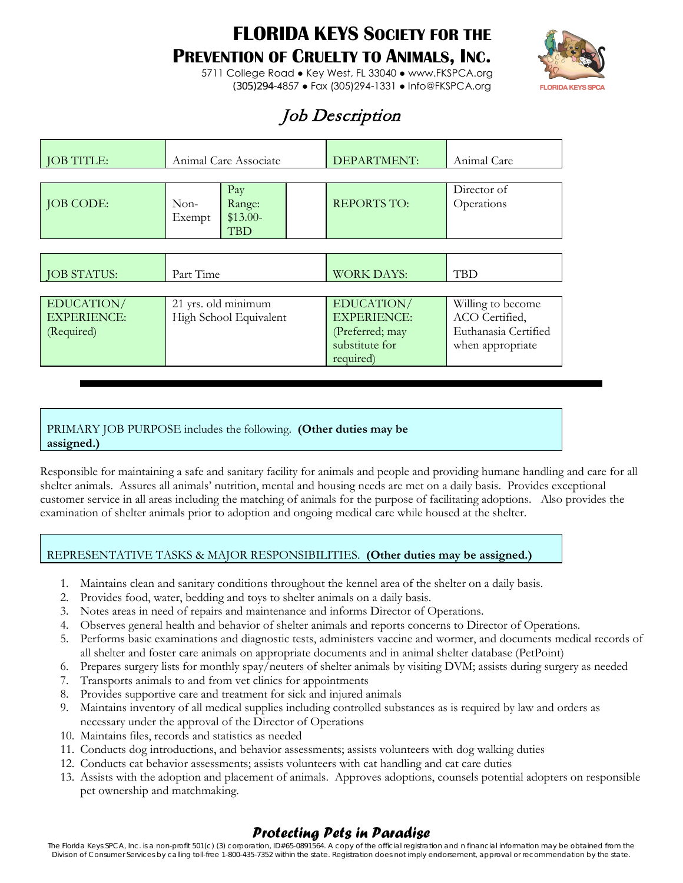# FLORIDA KEYS SOCIETY FOR THE PREVENTION OF CRUELTY TO ANIMALS, INC.

5711 College Road ● Key West, FL 33040 ● www.FKSPCA.org
(305)294-4857 ● Fax (305)294-1331 ● Info@FKSPCA.org

FLORIDA KEYS SPCA

## *Job Description*

| JOB TITLE: | Animal Care Associate | | | DEPARTMENT: | Animal Care |
|---|---|---|---|---|---|
| JOB CODE: | Non-Exempt | Pay Range: $13.00-TBD | | REPORTS TO: | Director of Operations |
| JOB STATUS: | Part Time | | | WORK DAYS: | TBD |
| EDUCATION/ EXPERIENCE: (Required) | 21 yrs. old minimum High School Equivalent | | | EDUCATION/ EXPERIENCE: (Preferred; may substitute for required) | Willing to become ACO Certified, Euthanasia Certified when appropriate |

---

PRIMARY JOB PURPOSE includes the following. **(Other duties may be assigned.)**

Responsible for maintaining a safe and sanitary facility for animals and people and providing humane handling and care for all shelter animals. Assures all animals' nutrition, mental and housing needs are met on a daily basis. Provides exceptional customer service in all areas including the matching of animals for the purpose of facilitating adoptions. Also provides the examination of shelter animals prior to adoption and ongoing medical care while housed at the shelter.

REPRESENTATIVE TASKS & MAJOR RESPONSIBILITIES. **(Other duties may be assigned.)**

1. Maintains clean and sanitary conditions throughout the kennel area of the shelter on a daily basis.
2. Provides food, water, bedding and toys to shelter animals on a daily basis.
3. Notes areas in need of repairs and maintenance and informs Director of Operations.
4. Observes general health and behavior of shelter animals and reports concerns to Director of Operations.
5. Performs basic examinations and diagnostic tests, administers vaccine and wormer, and documents medical records of all shelter and foster care animals on appropriate documents and in animal shelter database (PetPoint)
6. Prepares surgery lists for monthly spay/neuters of shelter animals by visiting DVM; assists during surgery as needed
7. Transports animals to and from vet clinics for appointments
8. Provides supportive care and treatment for sick and injured animals
9. Maintains inventory of all medical supplies including controlled substances as is required by law and orders as necessary under the approval of the Director of Operations
10. Maintains files, records and statistics as needed
11. Conducts dog introductions, and behavior assessments; assists volunteers with dog walking duties
12. Conducts cat behavior assessments; assists volunteers with cat handling and cat care duties
13. Assists with the adoption and placement of animals. Approves adoptions, counsels potential adopters on responsible pet ownership and matchmaking.

***Protecting Pets in Paradise***

The Florida Keys SPCA, Inc. is a non-profit 501(c) (3) corporation, ID#65-0891564. A copy of the official registration and n financial information may be obtained from the Division of Consumer Services by calling toll-free 1-800-435-7352 within the state. Registration does not imply endorsement, approval or recommendation by the state.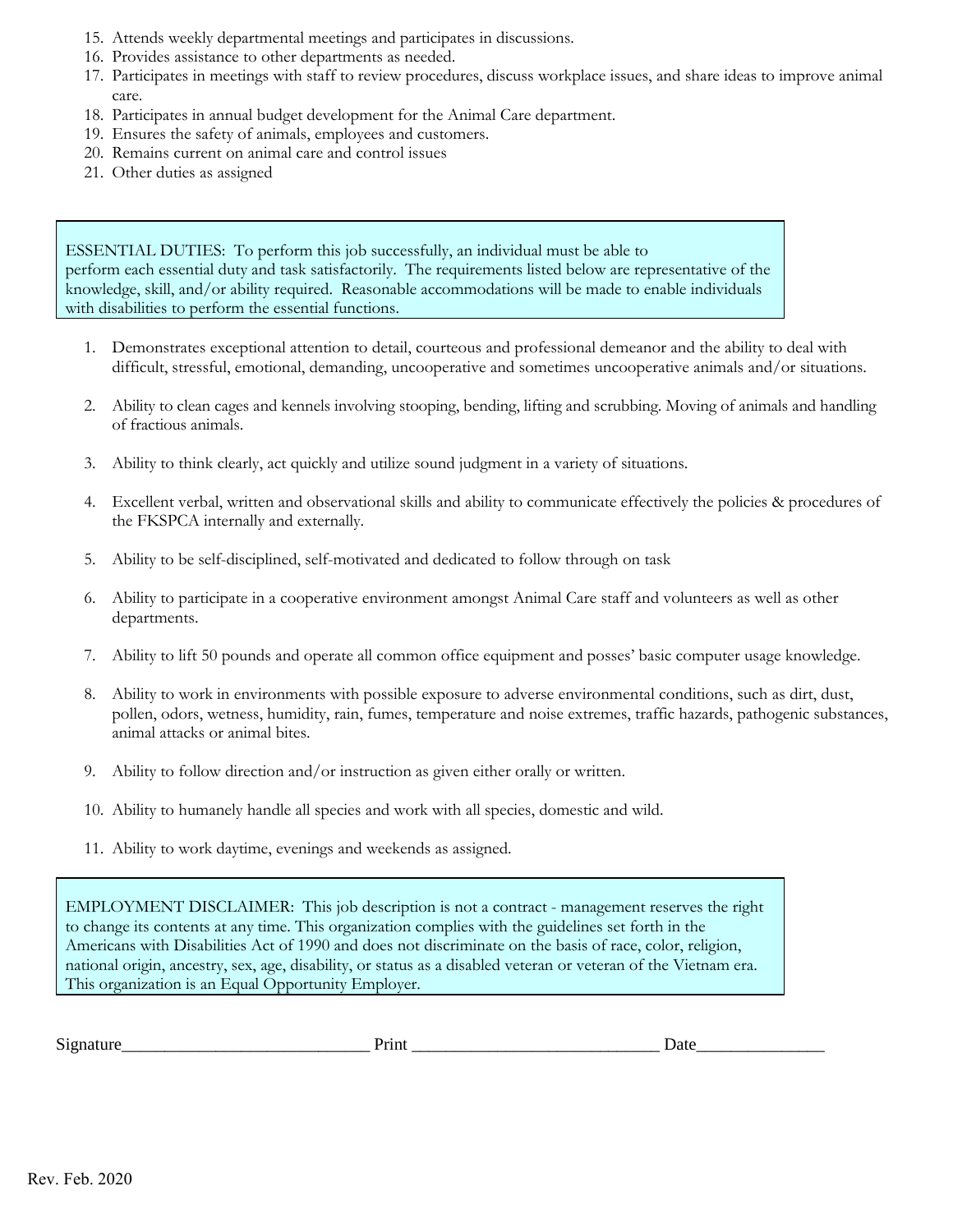15. Attends weekly departmental meetings and participates in discussions.
16. Provides assistance to other departments as needed.
17. Participates in meetings with staff to review procedures, discuss workplace issues, and share ideas to improve animal care.
18. Participates in annual budget development for the Animal Care department.
19. Ensures the safety of animals, employees and customers.
20. Remains current on animal care and control issues
21. Other duties as assigned

ESSENTIAL DUTIES: To perform this job successfully, an individual must be able to perform each essential duty and task satisfactorily. The requirements listed below are representative of the knowledge, skill, and/or ability required. Reasonable accommodations will be made to enable individuals with disabilities to perform the essential functions.

1. Demonstrates exceptional attention to detail, courteous and professional demeanor and the ability to deal with difficult, stressful, emotional, demanding, uncooperative and sometimes uncooperative animals and/or situations.

2. Ability to clean cages and kennels involving stooping, bending, lifting and scrubbing. Moving of animals and handling of fractious animals.

3. Ability to think clearly, act quickly and utilize sound judgment in a variety of situations.

4. Excellent verbal, written and observational skills and ability to communicate effectively the policies & procedures of the FKSPCA internally and externally.

5. Ability to be self-disciplined, self-motivated and dedicated to follow through on task

6. Ability to participate in a cooperative environment amongst Animal Care staff and volunteers as well as other departments.

7. Ability to lift 50 pounds and operate all common office equipment and posses' basic computer usage knowledge.

8. Ability to work in environments with possible exposure to adverse environmental conditions, such as dirt, dust, pollen, odors, wetness, humidity, rain, fumes, temperature and noise extremes, traffic hazards, pathogenic substances, animal attacks or animal bites.

9. Ability to follow direction and/or instruction as given either orally or written.

10. Ability to humanely handle all species and work with all species, domestic and wild.

11. Ability to work daytime, evenings and weekends as assigned.

EMPLOYMENT DISCLAIMER: This job description is not a contract - management reserves the right to change its contents at any time. This organization complies with the guidelines set forth in the Americans with Disabilities Act of 1990 and does not discriminate on the basis of race, color, religion, national origin, ancestry, sex, age, disability, or status as a disabled veteran or veteran of the Vietnam era. This organization is an Equal Opportunity Employer.

Signature_____________________________ Print _____________________________ Date_______________

Rev. Feb. 2020